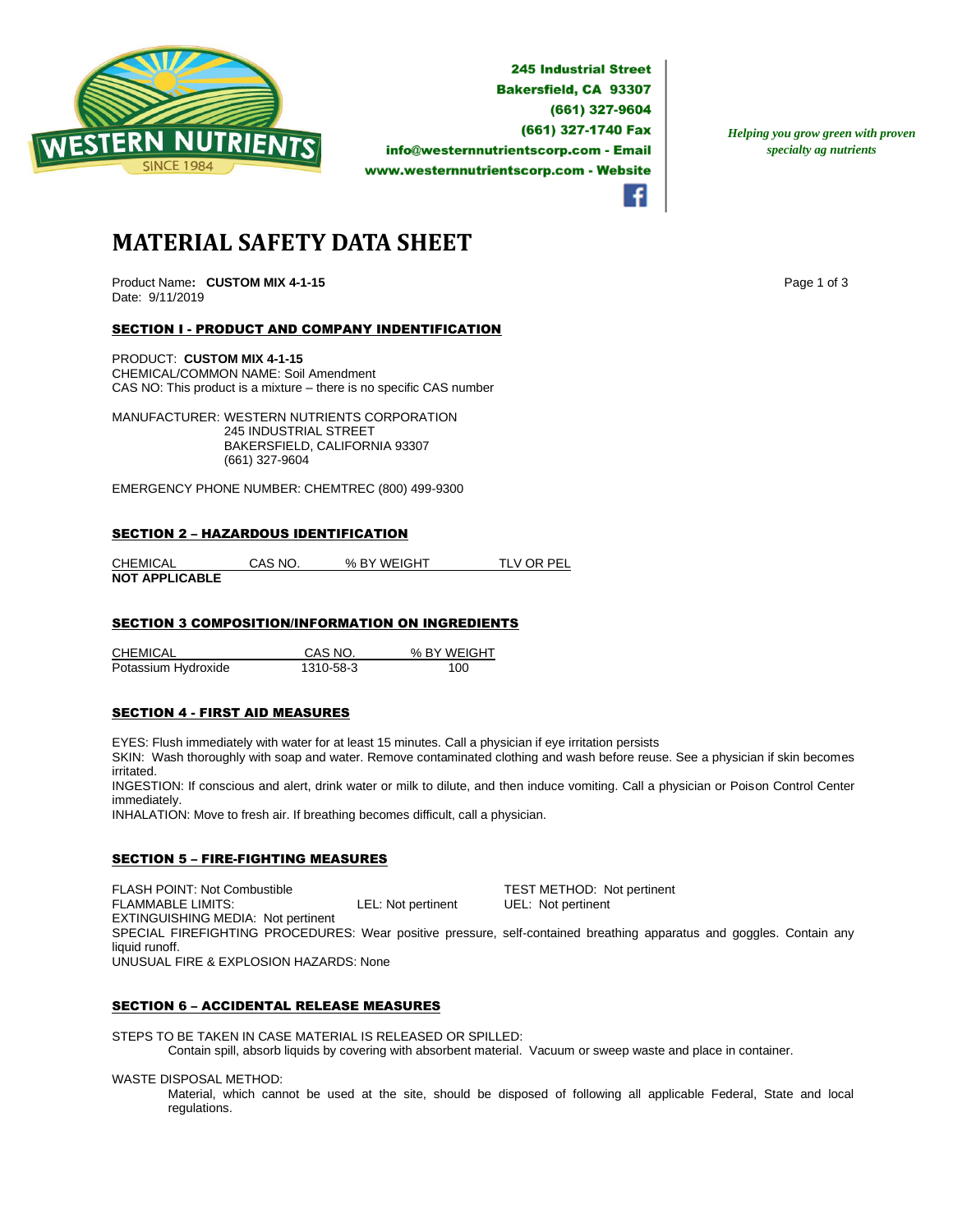245 Industrial Street
Bakersfield, CA 93307
(661) 327-9604
(661) 327-1740 Fax
info@westernnutrientscorp.com - Email
www.westernnutrientscorp.com - Website

*Helping you grow green with proven specialty ag nutrients*

# MATERIAL SAFETY DATA SHEET

Product Name**: CUSTOM MIX 4-1-15**
Date: 9/11/2019

## SECTION I - PRODUCT AND COMPANY INDENTIFICATION

PRODUCT: **CUSTOM MIX 4-1-15**
CHEMICAL/COMMON NAME: Soil Amendment
CAS NO: This product is a mixture – there is no specific CAS number

MANUFACTURER: WESTERN NUTRIENTS CORPORATION
245 INDUSTRIAL STREET
BAKERSFIELD, CALIFORNIA 93307
(661) 327-9604

EMERGENCY PHONE NUMBER: CHEMTREC (800) 499-9300

## SECTION 2 – HAZARDOUS IDENTIFICATION

| CHEMICAL | CAS NO. | % BY WEIGHT | TLV OR PEL |
|---|---|---|---|
| **NOT APPLICABLE** | | | |

## SECTION 3 COMPOSITION/INFORMATION ON INGREDIENTS

| CHEMICAL | CAS NO. | % BY WEIGHT |
|---|---|---|
| Potassium Hydroxide | 1310-58-3 | 100 |

## SECTION 4 - FIRST AID MEASURES

EYES: Flush immediately with water for at least 15 minutes. Call a physician if eye irritation persists
SKIN: Wash thoroughly with soap and water. Remove contaminated clothing and wash before reuse. See a physician if skin becomes irritated.
INGESTION: If conscious and alert, drink water or milk to dilute, and then induce vomiting. Call a physician or Poison Control Center immediately.
INHALATION: Move to fresh air. If breathing becomes difficult, call a physician.

## SECTION 5 – FIRE-FIGHTING MEASURES

FLASH POINT: Not Combustible  TEST METHOD: Not pertinent
FLAMMABLE LIMITS:  LEL: Not pertinent  UEL: Not pertinent
EXTINGUISHING MEDIA: Not pertinent
SPECIAL FIREFIGHTING PROCEDURES: Wear positive pressure, self-contained breathing apparatus and goggles. Contain any liquid runoff.
UNUSUAL FIRE & EXPLOSION HAZARDS: None

## SECTION 6 – ACCIDENTAL RELEASE MEASURES

STEPS TO BE TAKEN IN CASE MATERIAL IS RELEASED OR SPILLED:
Contain spill, absorb liquids by covering with absorbent material. Vacuum or sweep waste and place in container.

WASTE DISPOSAL METHOD:
Material, which cannot be used at the site, should be disposed of following all applicable Federal, State and local regulations.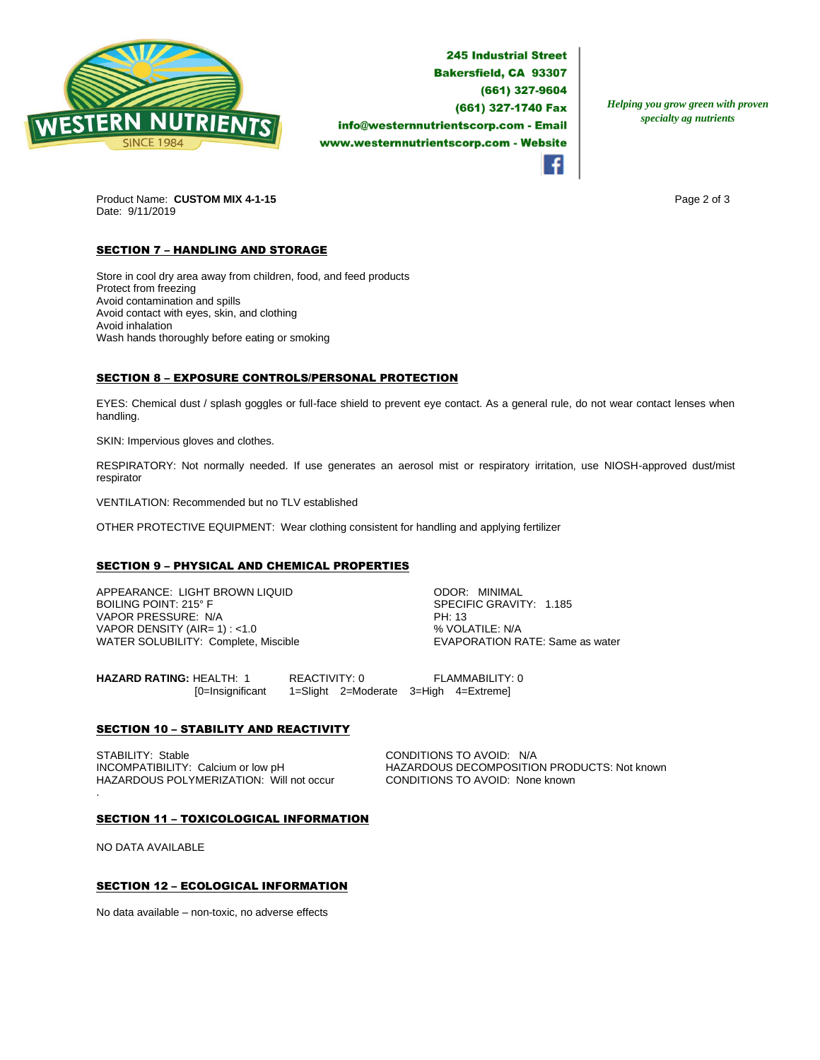Product Name: **CUSTOM MIX 4-1-15**
Date: 9/11/2019

## SECTION 7 – HANDLING AND STORAGE

Store in cool dry area away from children, food, and feed products
Protect from freezing
Avoid contamination and spills
Avoid contact with eyes, skin, and clothing
Avoid inhalation
Wash hands thoroughly before eating or smoking

## SECTION 8 – EXPOSURE CONTROLS/PERSONAL PROTECTION

EYES: Chemical dust / splash goggles or full-face shield to prevent eye contact. As a general rule, do not wear contact lenses when handling.

SKIN: Impervious gloves and clothes.

RESPIRATORY: Not normally needed. If use generates an aerosol mist or respiratory irritation, use NIOSH-approved dust/mist respirator

VENTILATION: Recommended but no TLV established

OTHER PROTECTIVE EQUIPMENT: Wear clothing consistent for handling and applying fertilizer

## SECTION 9 – PHYSICAL AND CHEMICAL PROPERTIES

APPEARANCE: LIGHT BROWN LIQUID
BOILING POINT: 215° F
VAPOR PRESSURE: N/A
VAPOR DENSITY (AIR= 1) : <1.0
WATER SOLUBILITY: Complete, Miscible

ODOR: MINIMAL
SPECIFIC GRAVITY: 1.185
PH: 13
% VOLATILE: N/A
EVAPORATION RATE: Same as water

**HAZARD RATING:** HEALTH: 1 REACTIVITY: 0 FLAMMABILITY: 0
[0=Insignificant 1=Slight 2=Moderate 3=High 4=Extreme]

## SECTION 10 – STABILITY AND REACTIVITY

STABILITY: Stable
INCOMPATIBILITY: Calcium or low pH
HAZARDOUS POLYMERIZATION: Will not occur

CONDITIONS TO AVOID: N/A
HAZARDOUS DECOMPOSITION PRODUCTS: Not known
CONDITIONS TO AVOID: None known

## SECTION 11 – TOXICOLOGICAL INFORMATION

NO DATA AVAILABLE

## SECTION 12 – ECOLOGICAL INFORMATION

No data available – non-toxic, no adverse effects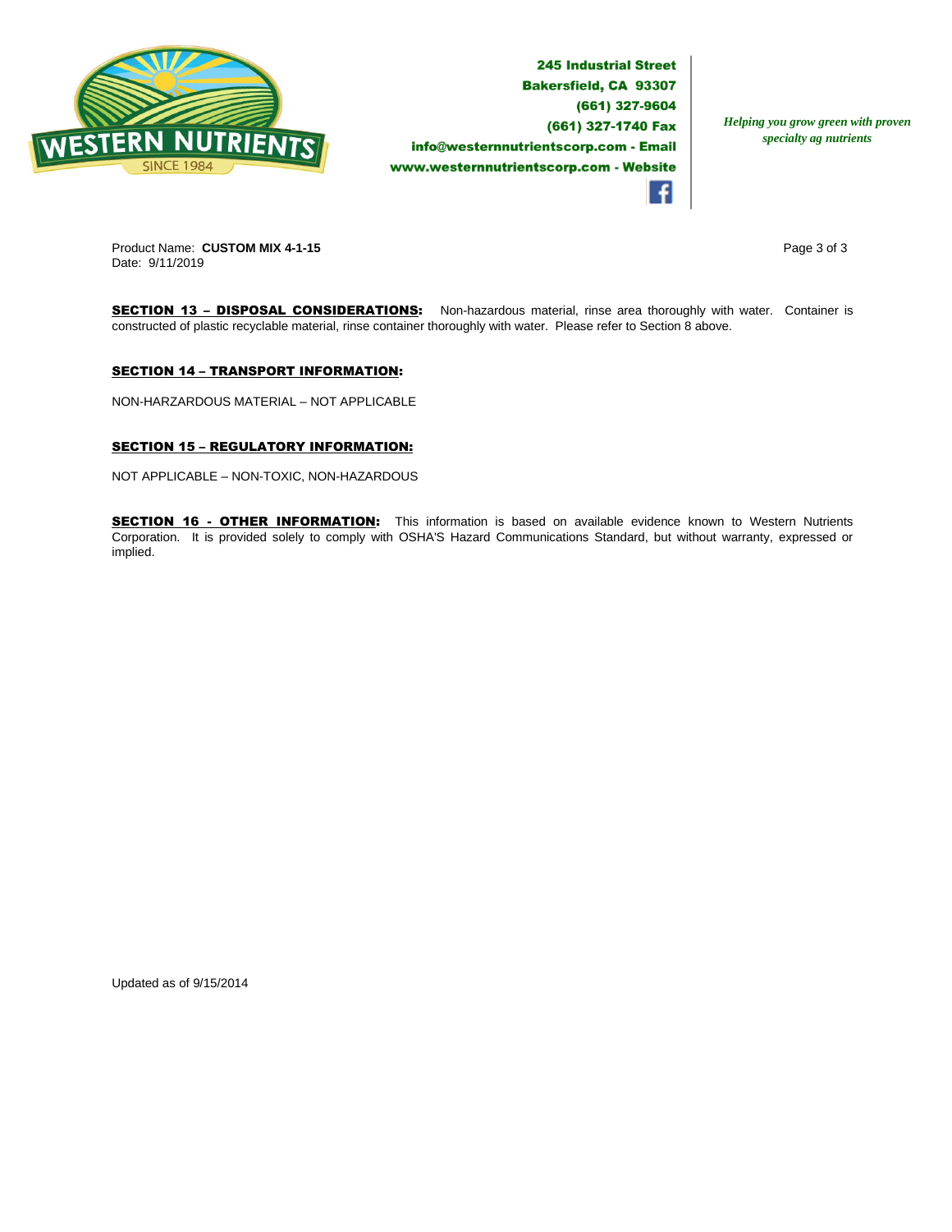Product Name: **CUSTOM MIX 4-1-15**
Date: 9/11/2019

**SECTION 13 – DISPOSAL CONSIDERATIONS:** Non-hazardous material, rinse area thoroughly with water. Container is constructed of plastic recyclable material, rinse container thoroughly with water. Please refer to Section 8 above.

**SECTION 14 – TRANSPORT INFORMATION:**

NON-HARZARDOUS MATERIAL – NOT APPLICABLE

**SECTION 15 – REGULATORY INFORMATION:**

NOT APPLICABLE – NON-TOXIC, NON-HAZARDOUS

**SECTION 16 - OTHER INFORMATION:** This information is based on available evidence known to Western Nutrients Corporation. It is provided solely to comply with OSHA'S Hazard Communications Standard, but without warranty, expressed or implied.

Updated as of 9/15/2014